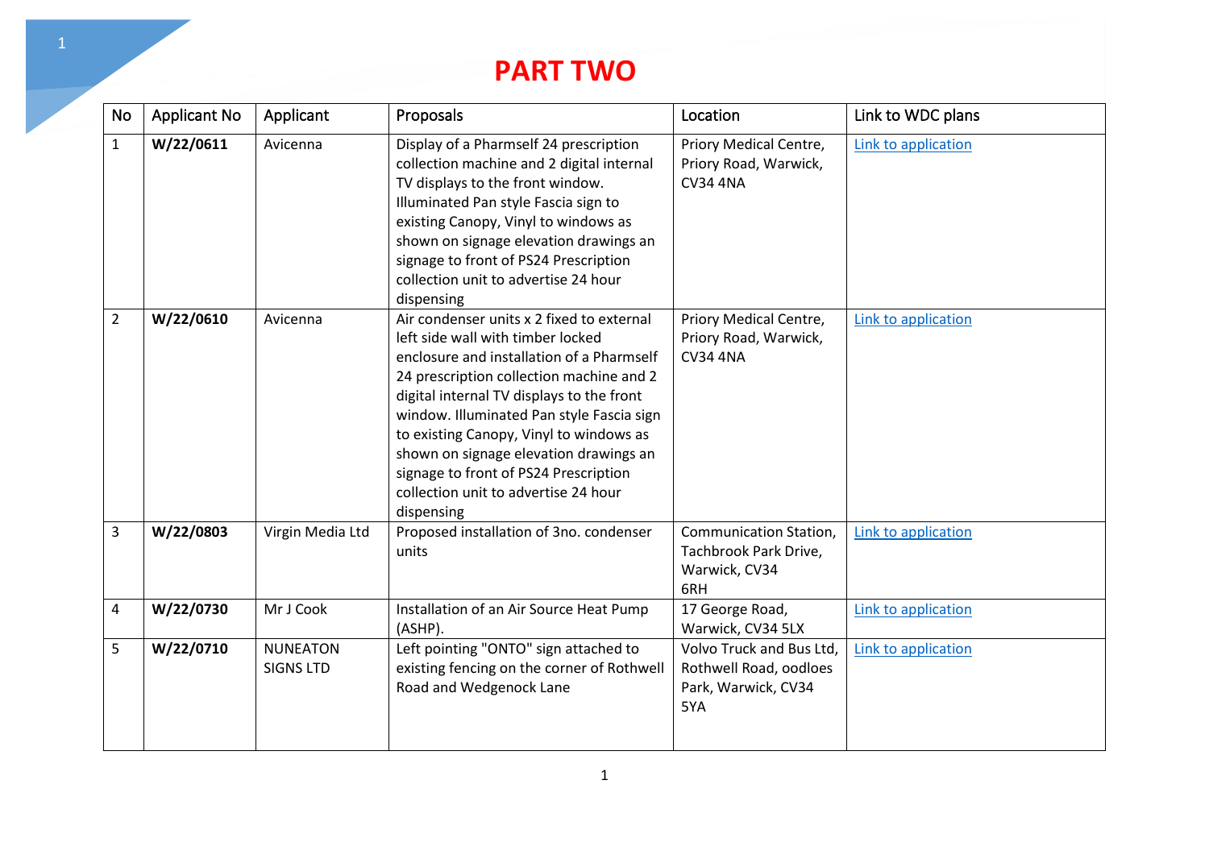# PART TWO

| No | Applicant No | Applicant | Proposals | Location | Link to WDC plans |
|---|---|---|---|---|---|
| 1 | **W/22/0611** | Avicenna | Display of a Pharmself 24 prescription collection machine and 2 digital internal TV displays to the front window. Illuminated Pan style Fascia sign to existing Canopy, Vinyl to windows as shown on signage elevation drawings an signage to front of PS24 Prescription collection unit to advertise 24 hour dispensing | Priory Medical Centre, Priory Road, Warwick, CV34 4NA | Link to application |
| 2 | **W/22/0610** | Avicenna | Air condenser units x 2 fixed to external left side wall with timber locked enclosure and installation of a Pharmself 24 prescription collection machine and 2 digital internal TV displays to the front window. Illuminated Pan style Fascia sign to existing Canopy, Vinyl to windows as shown on signage elevation drawings an signage to front of PS24 Prescription collection unit to advertise 24 hour dispensing | Priory Medical Centre, Priory Road, Warwick, CV34 4NA | Link to application |
| 3 | **W/22/0803** | Virgin Media Ltd | Proposed installation of 3no. condenser units | Communication Station, Tachbrook Park Drive, Warwick, CV34 6RH | Link to application |
| 4 | **W/22/0730** | Mr J Cook | Installation of an Air Source Heat Pump (ASHP). | 17 George Road, Warwick, CV34 5LX | Link to application |
| 5 | **W/22/0710** | NUNEATON SIGNS LTD | Left pointing "ONTO" sign attached to existing fencing on the corner of Rothwell Road and Wedgenock Lane | Volvo Truck and Bus Ltd, Rothwell Road, oodloes Park, Warwick, CV34 5YA | Link to application |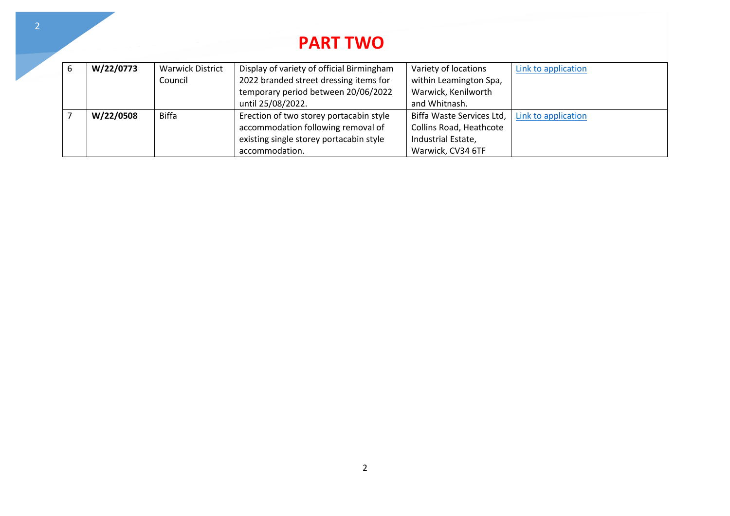# PART TWO

| | | | | | |
|---|---|---|---|---|---|
| 6 | **W/22/0773** | Warwick District Council | Display of variety of official Birmingham 2022 branded street dressing items for temporary period between 20/06/2022 until 25/08/2022. | Variety of locations within Leamington Spa, Warwick, Kenilworth and Whitnash. | Link to application |
| 7 | **W/22/0508** | Biffa | Erection of two storey portacabin style accommodation following removal of existing single storey portacabin style accommodation. | Biffa Waste Services Ltd, Collins Road, Heathcote Industrial Estate, Warwick, CV34 6TF | Link to application |